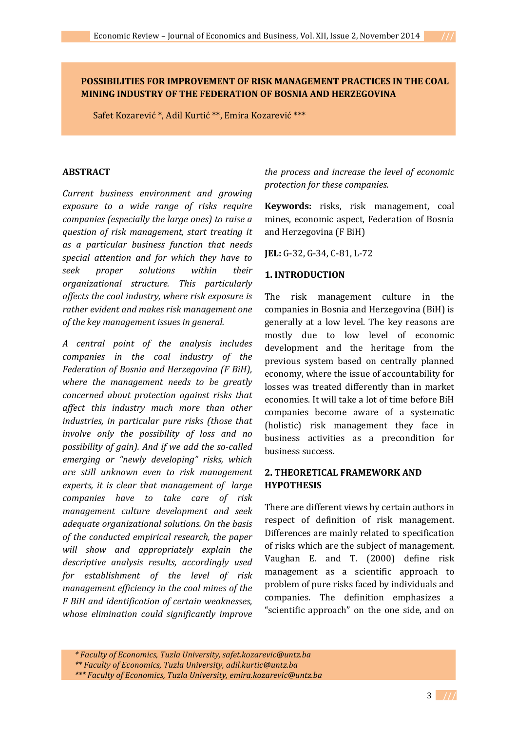# POSSIBILITIES FOR IMPROVEMENT OF RISK MANAGEMENT PRACTICES IN THE COAL MINING INDUSTRY OF THE FEDERATION OF BOSNIA AND HERZEGOVINA

Safet Kozarević *, Adil Kurtić **, Emira Kozarević ***

## ABSTRACT

*Current business environment and growing exposure to a wide range of risks require companies (especially the large ones) to raise a question of risk management, start treating it as a particular business function that needs special attention and for which they have to seek proper solutions within their organizational structure. This particularly affects the coal industry, where risk exposure is rather evident and makes risk management one of the key management issues in general.*

*A central point of the analysis includes companies in the coal industry of the Federation of Bosnia and Herzegovina (F BiH), where the management needs to be greatly concerned about protection against risks that affect this industry much more than other industries, in particular pure risks (those that involve only the possibility of loss and no possibility of gain). And if we add the so-called emerging or "newly developing" risks, which are still unknown even to risk management experts, it is clear that management of large companies have to take care of risk management culture development and seek adequate organizational solutions. On the basis of the conducted empirical research, the paper will show and appropriately explain the descriptive analysis results, accordingly used for establishment of the level of risk management efficiency in the coal mines of the F BiH and identification of certain weaknesses, whose elimination could significantly improve the process and increase the level of economic protection for these companies.*

**Keywords:** risks, risk management, coal mines, economic aspect, Federation of Bosnia and Herzegovina (F BiH)

**JEL:** G-32, G-34, C-81, L-72

## 1. INTRODUCTION

The risk management culture in the companies in Bosnia and Herzegovina (BiH) is generally at a low level. The key reasons are mostly due to low level of economic development and the heritage from the previous system based on centrally planned economy, where the issue of accountability for losses was treated differently than in market economies. It will take a lot of time before BiH companies become aware of a systematic (holistic) risk management they face in business activities as a precondition for business success.

## 2. THEORETICAL FRAMEWORK AND HYPOTHESIS

There are different views by certain authors in respect of definition of risk management. Differences are mainly related to specification of risks which are the subject of management. Vaughan E. and T. (2000) define risk management as a scientific approach to problem of pure risks faced by individuals and companies. The definition emphasizes a "scientific approach" on the one side, and on

*\* Faculty of Economics, Tuzla University, safet.kozarevic@untz.ba*
*\*\* Faculty of Economics, Tuzla University, adil.kurtic@untz.ba*
*\*\*\* Faculty of Economics, Tuzla University, emira.kozarevic@untz.ba*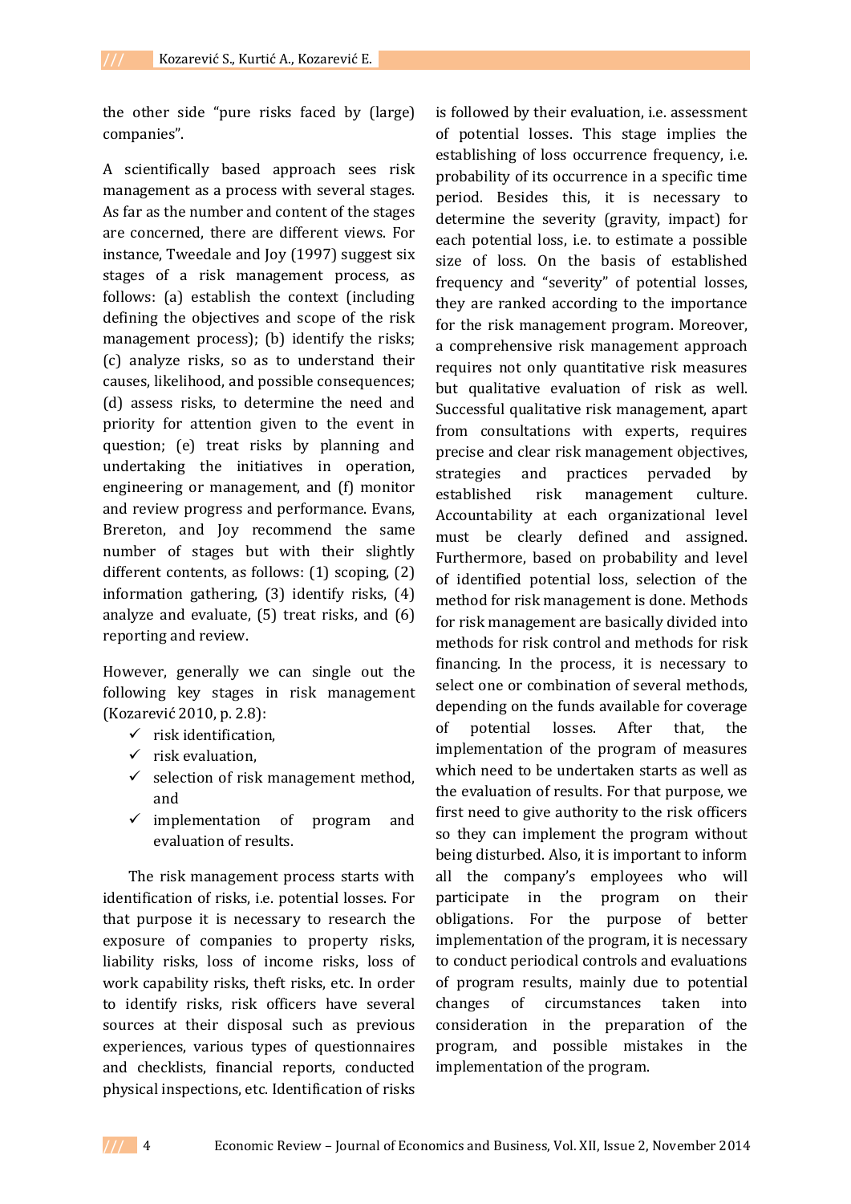the other side "pure risks faced by (large) companies".

A scientifically based approach sees risk management as a process with several stages. As far as the number and content of the stages are concerned, there are different views. For instance, Tweedale and Joy (1997) suggest six stages of a risk management process, as follows: (a) establish the context (including defining the objectives and scope of the risk management process); (b) identify the risks; (c) analyze risks, so as to understand their causes, likelihood, and possible consequences; (d) assess risks, to determine the need and priority for attention given to the event in question; (e) treat risks by planning and undertaking the initiatives in operation, engineering or management, and (f) monitor and review progress and performance. Evans, Brereton, and Joy recommend the same number of stages but with their slightly different contents, as follows: (1) scoping, (2) information gathering, (3) identify risks, (4) analyze and evaluate, (5) treat risks, and (6) reporting and review.

However, generally we can single out the following key stages in risk management (Kozarević 2010, p. 2.8):

- ✓ risk identification,
- ✓ risk evaluation,
- ✓ selection of risk management method, and
- ✓ implementation of program and evaluation of results.

The risk management process starts with identification of risks, i.e. potential losses. For that purpose it is necessary to research the exposure of companies to property risks, liability risks, loss of income risks, loss of work capability risks, theft risks, etc. In order to identify risks, risk officers have several sources at their disposal such as previous experiences, various types of questionnaires and checklists, financial reports, conducted physical inspections, etc. Identification of risks is followed by their evaluation, i.e. assessment of potential losses. This stage implies the establishing of loss occurrence frequency, i.e. probability of its occurrence in a specific time period. Besides this, it is necessary to determine the severity (gravity, impact) for each potential loss, i.e. to estimate a possible size of loss. On the basis of established frequency and "severity" of potential losses, they are ranked according to the importance for the risk management program. Moreover, a comprehensive risk management approach requires not only quantitative risk measures but qualitative evaluation of risk as well. Successful qualitative risk management, apart from consultations with experts, requires precise and clear risk management objectives, strategies and practices pervaded by established risk management culture. Accountability at each organizational level must be clearly defined and assigned. Furthermore, based on probability and level of identified potential loss, selection of the method for risk management is done. Methods for risk management are basically divided into methods for risk control and methods for risk financing. In the process, it is necessary to select one or combination of several methods, depending on the funds available for coverage of potential losses. After that, the implementation of the program of measures which need to be undertaken starts as well as the evaluation of results. For that purpose, we first need to give authority to the risk officers so they can implement the program without being disturbed. Also, it is important to inform all the company's employees who will participate in the program on their obligations. For the purpose of better implementation of the program, it is necessary to conduct periodical controls and evaluations of program results, mainly due to potential changes of circumstances taken into consideration in the preparation of the program, and possible mistakes in the implementation of the program.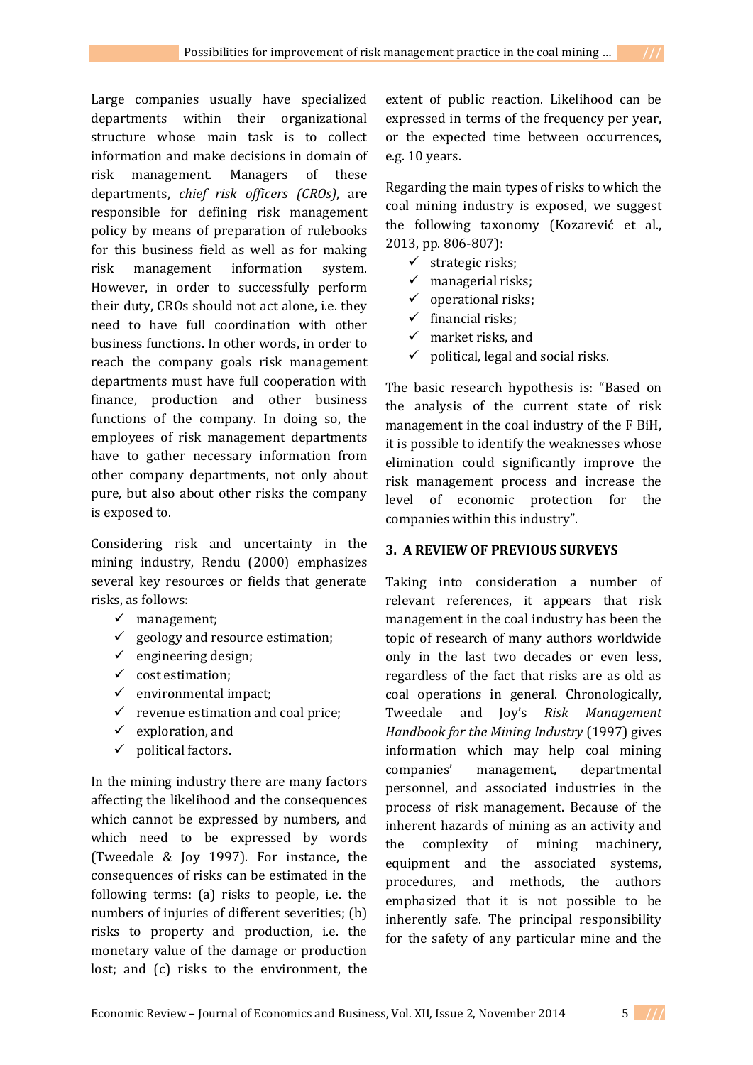Large companies usually have specialized departments within their organizational structure whose main task is to collect information and make decisions in domain of risk management. Managers of these departments, *chief risk officers (CROs)*, are responsible for defining risk management policy by means of preparation of rulebooks for this business field as well as for making risk management information system. However, in order to successfully perform their duty, CROs should not act alone, i.e. they need to have full coordination with other business functions. In other words, in order to reach the company goals risk management departments must have full cooperation with finance, production and other business functions of the company. In doing so, the employees of risk management departments have to gather necessary information from other company departments, not only about pure, but also about other risks the company is exposed to.

Considering risk and uncertainty in the mining industry, Rendu (2000) emphasizes several key resources or fields that generate risks, as follows:

- ✓ management;
- ✓ geology and resource estimation;
- ✓ engineering design;
- ✓ cost estimation;
- ✓ environmental impact;
- ✓ revenue estimation and coal price;
- ✓ exploration, and
- ✓ political factors.

In the mining industry there are many factors affecting the likelihood and the consequences which cannot be expressed by numbers, and which need to be expressed by words (Tweedale & Joy 1997). For instance, the consequences of risks can be estimated in the following terms: (a) risks to people, i.e. the numbers of injuries of different severities; (b) risks to property and production, i.e. the monetary value of the damage or production lost; and (c) risks to the environment, the extent of public reaction. Likelihood can be expressed in terms of the frequency per year, or the expected time between occurrences, e.g. 10 years.

Regarding the main types of risks to which the coal mining industry is exposed, we suggest the following taxonomy (Kozarević et al., 2013, pp. 806-807):

- ✓ strategic risks;
- ✓ managerial risks;
- ✓ operational risks;
- ✓ financial risks;
- ✓ market risks, and
- ✓ political, legal and social risks.

The basic research hypothesis is: "Based on the analysis of the current state of risk management in the coal industry of the F BiH, it is possible to identify the weaknesses whose elimination could significantly improve the risk management process and increase the level of economic protection for the companies within this industry".

## 3. A REVIEW OF PREVIOUS SURVEYS

Taking into consideration a number of relevant references, it appears that risk management in the coal industry has been the topic of research of many authors worldwide only in the last two decades or even less, regardless of the fact that risks are as old as coal operations in general. Chronologically, Tweedale and Joy's *Risk Management Handbook for the Mining Industry* (1997) gives information which may help coal mining companies' management, departmental personnel, and associated industries in the process of risk management. Because of the inherent hazards of mining as an activity and the complexity of mining machinery, equipment and the associated systems, procedures, and methods, the authors emphasized that it is not possible to be inherently safe. The principal responsibility for the safety of any particular mine and the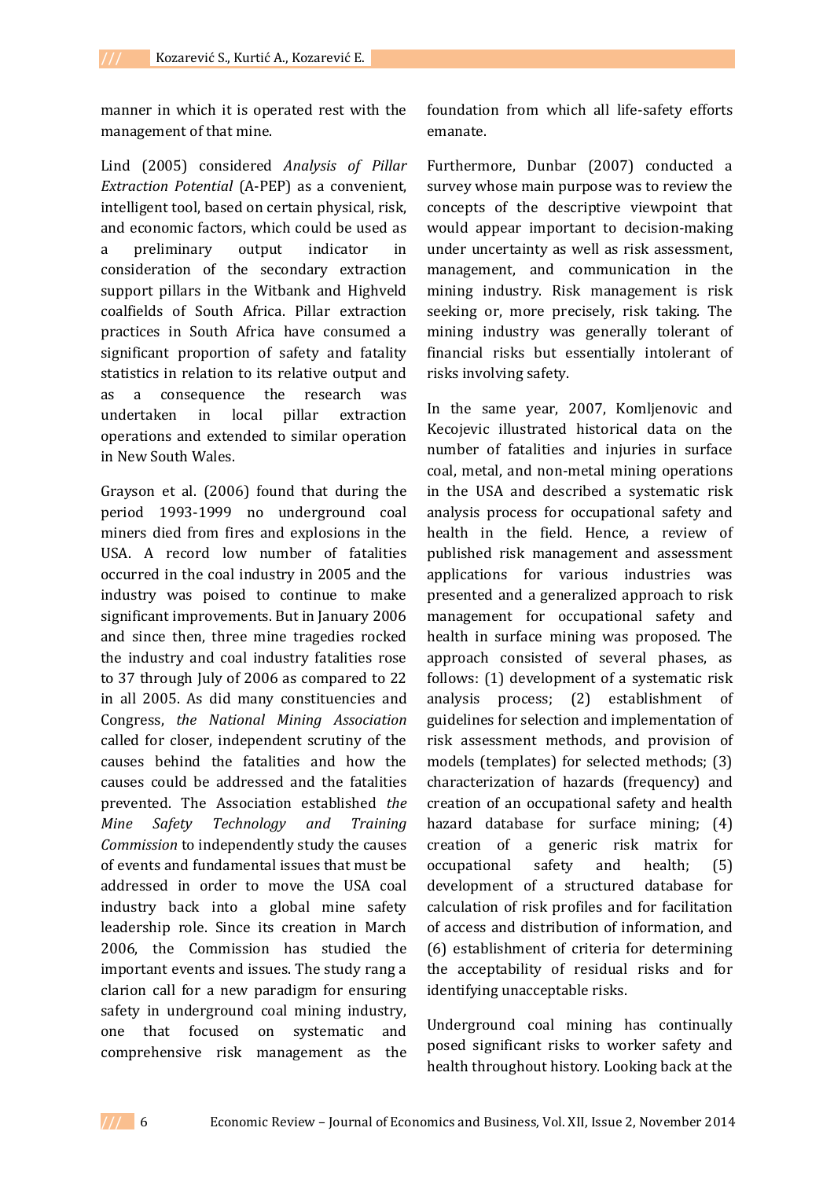manner in which it is operated rest with the management of that mine.

Lind (2005) considered *Analysis of Pillar Extraction Potential* (A-PEP) as a convenient, intelligent tool, based on certain physical, risk, and economic factors, which could be used as a preliminary output indicator in consideration of the secondary extraction support pillars in the Witbank and Highveld coalfields of South Africa. Pillar extraction practices in South Africa have consumed a significant proportion of safety and fatality statistics in relation to its relative output and as a consequence the research was undertaken in local pillar extraction operations and extended to similar operation in New South Wales.

Grayson et al. (2006) found that during the period 1993-1999 no underground coal miners died from fires and explosions in the USA. A record low number of fatalities occurred in the coal industry in 2005 and the industry was poised to continue to make significant improvements. But in January 2006 and since then, three mine tragedies rocked the industry and coal industry fatalities rose to 37 through July of 2006 as compared to 22 in all 2005. As did many constituencies and Congress, *the National Mining Association* called for closer, independent scrutiny of the causes behind the fatalities and how the causes could be addressed and the fatalities prevented. The Association established *the Mine Safety Technology and Training Commission* to independently study the causes of events and fundamental issues that must be addressed in order to move the USA coal industry back into a global mine safety leadership role. Since its creation in March 2006, the Commission has studied the important events and issues. The study rang a clarion call for a new paradigm for ensuring safety in underground coal mining industry, one that focused on systematic and comprehensive risk management as the foundation from which all life-safety efforts emanate.

Furthermore, Dunbar (2007) conducted a survey whose main purpose was to review the concepts of the descriptive viewpoint that would appear important to decision-making under uncertainty as well as risk assessment, management, and communication in the mining industry. Risk management is risk seeking or, more precisely, risk taking. The mining industry was generally tolerant of financial risks but essentially intolerant of risks involving safety.

In the same year, 2007, Komljenovic and Kecojevic illustrated historical data on the number of fatalities and injuries in surface coal, metal, and non-metal mining operations in the USA and described a systematic risk analysis process for occupational safety and health in the field. Hence, a review of published risk management and assessment applications for various industries was presented and a generalized approach to risk management for occupational safety and health in surface mining was proposed. The approach consisted of several phases, as follows: (1) development of a systematic risk analysis process; (2) establishment of guidelines for selection and implementation of risk assessment methods, and provision of models (templates) for selected methods; (3) characterization of hazards (frequency) and creation of an occupational safety and health hazard database for surface mining; (4) creation of a generic risk matrix for occupational safety and health; (5) development of a structured database for calculation of risk profiles and for facilitation of access and distribution of information, and (6) establishment of criteria for determining the acceptability of residual risks and for identifying unacceptable risks.

Underground coal mining has continually posed significant risks to worker safety and health throughout history. Looking back at the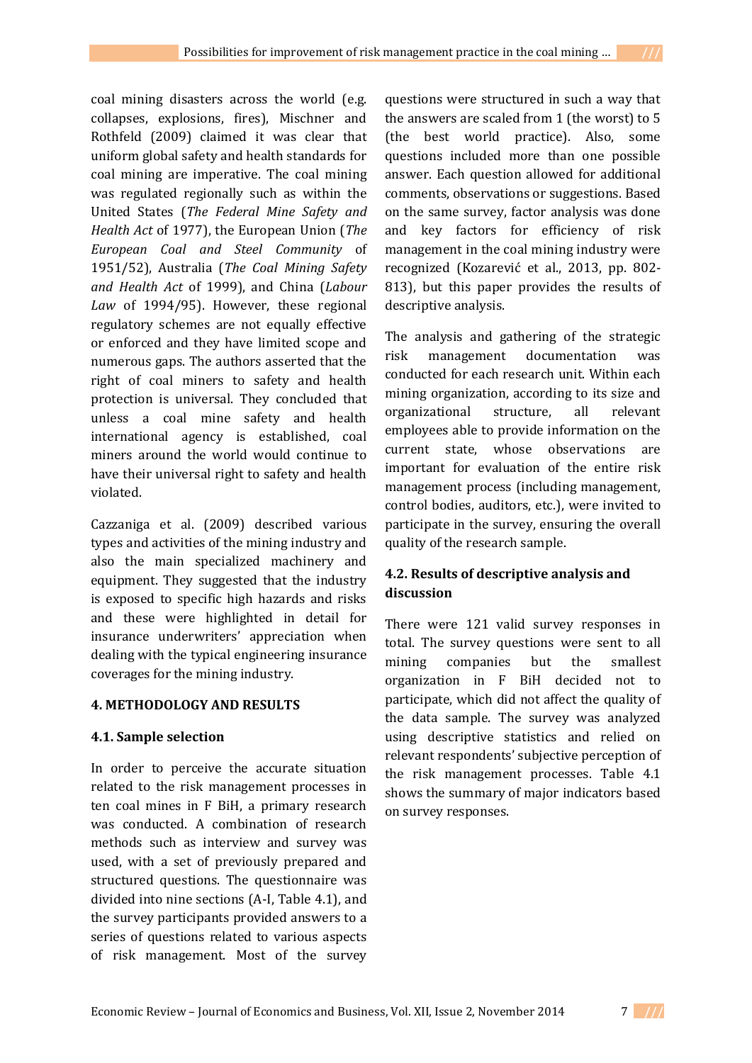coal mining disasters across the world (e.g. collapses, explosions, fires), Mischner and Rothfeld (2009) claimed it was clear that uniform global safety and health standards for coal mining are imperative. The coal mining was regulated regionally such as within the United States (*The Federal Mine Safety and Health Act* of 1977), the European Union (*The European Coal and Steel Community* of 1951/52), Australia (*The Coal Mining Safety and Health Act* of 1999), and China (*Labour Law* of 1994/95). However, these regional regulatory schemes are not equally effective or enforced and they have limited scope and numerous gaps. The authors asserted that the right of coal miners to safety and health protection is universal. They concluded that unless a coal mine safety and health international agency is established, coal miners around the world would continue to have their universal right to safety and health violated.

Cazzaniga et al. (2009) described various types and activities of the mining industry and also the main specialized machinery and equipment. They suggested that the industry is exposed to specific high hazards and risks and these were highlighted in detail for insurance underwriters' appreciation when dealing with the typical engineering insurance coverages for the mining industry.

## 4. METHODOLOGY AND RESULTS

### 4.1. Sample selection

In order to perceive the accurate situation related to the risk management processes in ten coal mines in F BiH, a primary research was conducted. A combination of research methods such as interview and survey was used, with a set of previously prepared and structured questions. The questionnaire was divided into nine sections (A-I, Table 4.1), and the survey participants provided answers to a series of questions related to various aspects of risk management. Most of the survey questions were structured in such a way that the answers are scaled from 1 (the worst) to 5 (the best world practice). Also, some questions included more than one possible answer. Each question allowed for additional comments, observations or suggestions. Based on the same survey, factor analysis was done and key factors for efficiency of risk management in the coal mining industry were recognized (Kozarević et al., 2013, pp. 802-813), but this paper provides the results of descriptive analysis.

The analysis and gathering of the strategic risk management documentation was conducted for each research unit. Within each mining organization, according to its size and organizational structure, all relevant employees able to provide information on the current state, whose observations are important for evaluation of the entire risk management process (including management, control bodies, auditors, etc.), were invited to participate in the survey, ensuring the overall quality of the research sample.

### 4.2. Results of descriptive analysis and discussion

There were 121 valid survey responses in total. The survey questions were sent to all mining companies but the smallest organization in F BiH decided not to participate, which did not affect the quality of the data sample. The survey was analyzed using descriptive statistics and relied on relevant respondents' subjective perception of the risk management processes. Table 4.1 shows the summary of major indicators based on survey responses.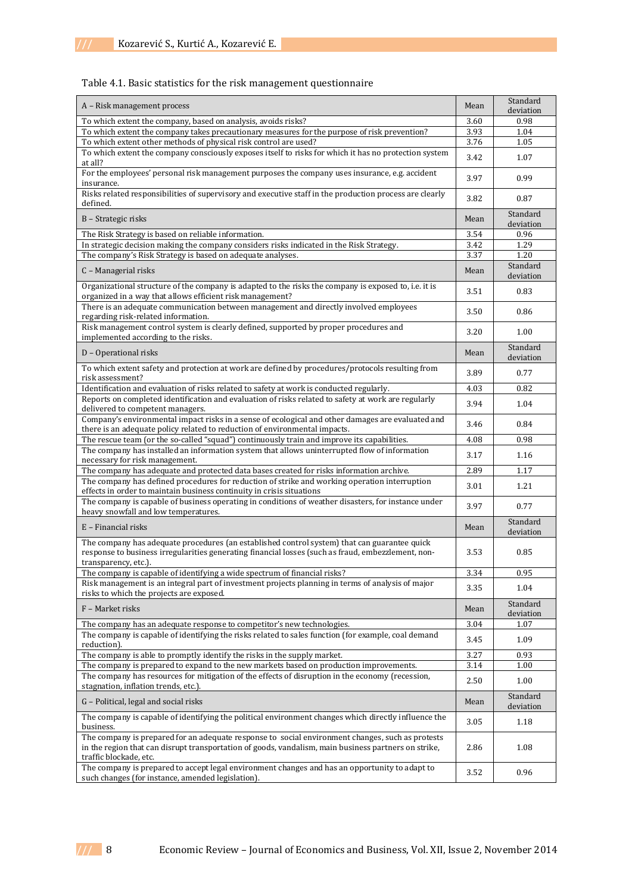Table 4.1. Basic statistics for the risk management questionnaire

| A – Risk management process | Mean | Standard deviation |
|---|---|---|
| To which extent the company, based on analysis, avoids risks? | 3.60 | 0.98 |
| To which extent the company takes precautionary measures for the purpose of risk prevention? | 3.93 | 1.04 |
| To which extent other methods of physical risk control are used? | 3.76 | 1.05 |
| To which extent the company consciously exposes itself to risks for which it has no protection system at all? | 3.42 | 1.07 |
| For the employees' personal risk management purposes the company uses insurance, e.g. accident insurance. | 3.97 | 0.99 |
| Risks related responsibilities of supervisory and executive staff in the production process are clearly defined. | 3.82 | 0.87 |
| **B – Strategic risks** | **Mean** | **Standard deviation** |
| The Risk Strategy is based on reliable information. | 3.54 | 0.96 |
| In strategic decision making the company considers risks indicated in the Risk Strategy. | 3.42 | 1.29 |
| The company's Risk Strategy is based on adequate analyses. | 3.37 | 1.20 |
| **C – Managerial risks** | **Mean** | **Standard deviation** |
| Organizational structure of the company is adapted to the risks the company is exposed to, i.e. it is organized in a way that allows efficient risk management? | 3.51 | 0.83 |
| There is an adequate communication between management and directly involved employees regarding risk-related information. | 3.50 | 0.86 |
| Risk management control system is clearly defined, supported by proper procedures and implemented according to the risks. | 3.20 | 1.00 |
| **D – Operational risks** | **Mean** | **Standard deviation** |
| To which extent safety and protection at work are defined by procedures/protocols resulting from risk assessment? | 3.89 | 0.77 |
| Identification and evaluation of risks related to safety at work is conducted regularly. | 4.03 | 0.82 |
| Reports on completed identification and evaluation of risks related to safety at work are regularly delivered to competent managers. | 3.94 | 1.04 |
| Company's environmental impact risks in a sense of ecological and other damages are evaluated and there is an adequate policy related to reduction of environmental impacts. | 3.46 | 0.84 |
| The rescue team (or the so-called "squad") continuously train and improve its capabilities. | 4.08 | 0.98 |
| The company has installed an information system that allows uninterrupted flow of information necessary for risk management. | 3.17 | 1.16 |
| The company has adequate and protected data bases created for risks information archive. | 2.89 | 1.17 |
| The company has defined procedures for reduction of strike and working operation interruption effects in order to maintain business continuity in crisis situations | 3.01 | 1.21 |
| The company is capable of business operating in conditions of weather disasters, for instance under heavy snowfall and low temperatures. | 3.97 | 0.77 |
| **E – Financial risks** | **Mean** | **Standard deviation** |
| The company has adequate procedures (an established control system) that can guarantee quick response to business irregularities generating financial losses (such as fraud, embezzlement, non-transparency, etc.). | 3.53 | 0.85 |
| The company is capable of identifying a wide spectrum of financial risks? | 3.34 | 0.95 |
| Risk management is an integral part of investment projects planning in terms of analysis of major risks to which the projects are exposed. | 3.35 | 1.04 |
| **F – Market risks** | **Mean** | **Standard deviation** |
| The company has an adequate response to competitor's new technologies. | 3.04 | 1.07 |
| The company is capable of identifying the risks related to sales function (for example, coal demand reduction). | 3.45 | 1.09 |
| The company is able to promptly identify the risks in the supply market. | 3.27 | 0.93 |
| The company is prepared to expand to the new markets based on production improvements. | 3.14 | 1.00 |
| The company has resources for mitigation of the effects of disruption in the economy (recession, stagnation, inflation trends, etc.). | 2.50 | 1.00 |
| **G – Political, legal and social risks** | **Mean** | **Standard deviation** |
| The company is capable of identifying the political environment changes which directly influence the business. | 3.05 | 1.18 |
| The company is prepared for an adequate response to social environment changes, such as protests in the region that can disrupt transportation of goods, vandalism, main business partners on strike, traffic blockade, etc. | 2.86 | 1.08 |
| The company is prepared to accept legal environment changes and has an opportunity to adapt to such changes (for instance, amended legislation). | 3.52 | 0.96 |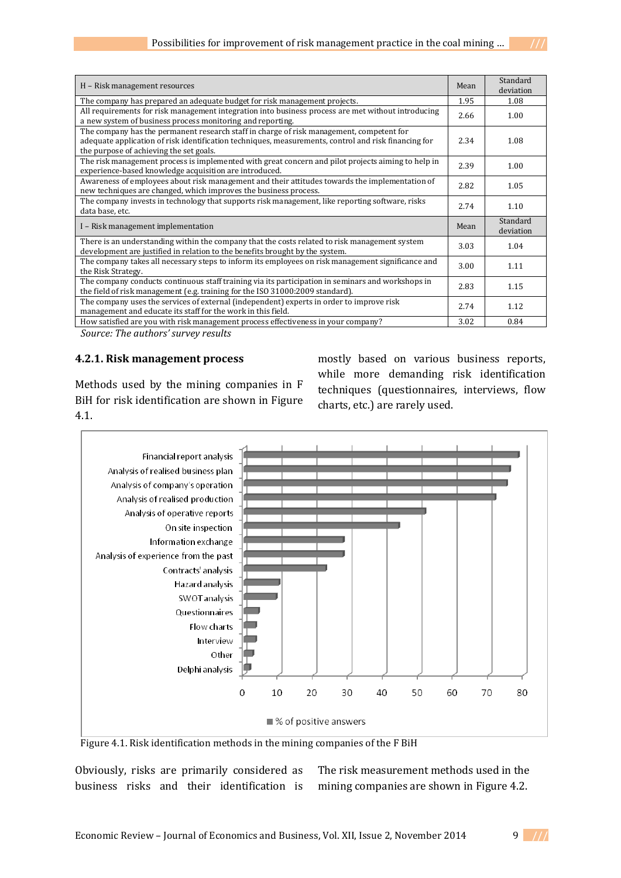| H – Risk management resources | Mean | Standard deviation |
|---|---|---|
| The company has prepared an adequate budget for risk management projects. | 1.95 | 1.08 |
| All requirements for risk management integration into business process are met without introducing a new system of business process monitoring and reporting. | 2.66 | 1.00 |
| The company has the permanent research staff in charge of risk management, competent for adequate application of risk identification techniques, measurements, control and risk financing for the purpose of achieving the set goals. | 2.34 | 1.08 |
| The risk management process is implemented with great concern and pilot projects aiming to help in experience-based knowledge acquisition are introduced. | 2.39 | 1.00 |
| Awareness of employees about risk management and their attitudes towards the implementation of new techniques are changed, which improves the business process. | 2.82 | 1.05 |
| The company invests in technology that supports risk management, like reporting software, risks data base, etc. | 2.74 | 1.10 |
| **I – Risk management implementation** | **Mean** | **Standard deviation** |
| There is an understanding within the company that the costs related to risk management system development are justified in relation to the benefits brought by the system. | 3.03 | 1.04 |
| The company takes all necessary steps to inform its employees on risk management significance and the Risk Strategy. | 3.00 | 1.11 |
| The company conducts continuous staff training via its participation in seminars and workshops in the field of risk management (e.g. training for the ISO 31000:2009 standard). | 2.83 | 1.15 |
| The company uses the services of external (independent) experts in order to improve risk management and educate its staff for the work in this field. | 2.74 | 1.12 |
| How satisfied are you with risk management process effectiveness in your company? | 3.02 | 0.84 |

*Source: The authors' survey results*

#### 4.2.1. Risk management process

Methods used by the mining companies in F BiH for risk identification are shown in Figure 4.1.

Obviously, risks are primarily considered as business risks and their identification is mostly based on various business reports, while more demanding risk identification techniques (questionnaires, interviews, flow charts, etc.) are rarely used.

Figure 4.1. Risk identification methods in the mining companies of the F BiH

The risk measurement methods used in the mining companies are shown in Figure 4.2.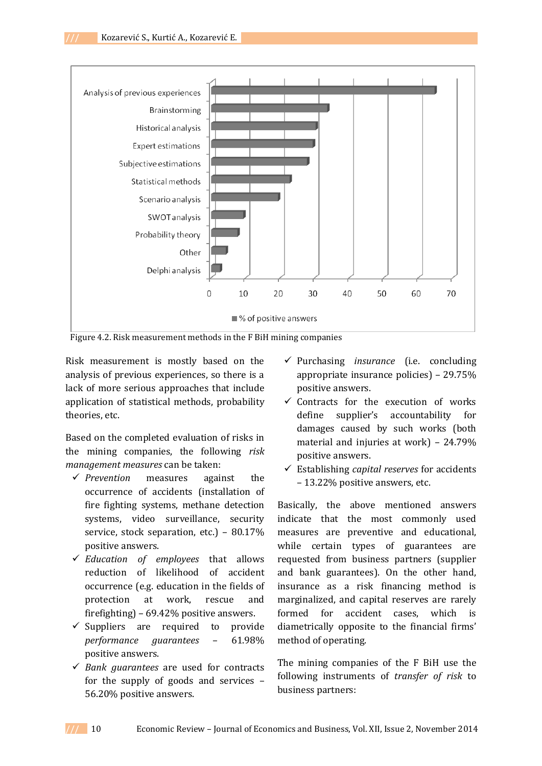Figure 4.2. Risk measurement methods in the F BiH mining companies

Risk measurement is mostly based on the analysis of previous experiences, so there is a lack of more serious approaches that include application of statistical methods, probability theories, etc.

Based on the completed evaluation of risks in the mining companies, the following *risk management measures* can be taken:

- ✓ *Prevention* measures against the occurrence of accidents (installation of fire fighting systems, methane detection systems, video surveillance, security service, stock separation, etc.) – 80.17% positive answers.
- ✓ *Education of employees* that allows reduction of likelihood of accident occurrence (e.g. education in the fields of protection at work, rescue and firefighting) – 69.42% positive answers.
- ✓ Suppliers are required to provide *performance guarantees* – 61.98% positive answers.
- ✓ *Bank guarantees* are used for contracts for the supply of goods and services – 56.20% positive answers.
- ✓ Purchasing *insurance* (i.e. concluding appropriate insurance policies) – 29.75% positive answers.
- ✓ Contracts for the execution of works define supplier's accountability for damages caused by such works (both material and injuries at work) – 24.79% positive answers.
- ✓ Establishing *capital reserves* for accidents – 13.22% positive answers, etc.

Basically, the above mentioned answers indicate that the most commonly used measures are preventive and educational, while certain types of guarantees are requested from business partners (supplier and bank guarantees). On the other hand, insurance as a risk financing method is marginalized, and capital reserves are rarely formed for accident cases, which is diametrically opposite to the financial firms' method of operating.

The mining companies of the F BiH use the following instruments of *transfer of risk* to business partners: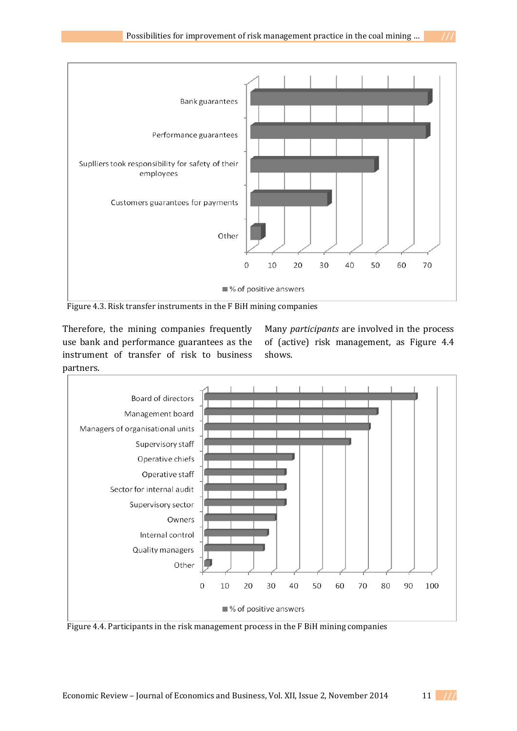Figure 4.3. Risk transfer instruments in the F BiH mining companies

Therefore, the mining companies frequently use bank and performance guarantees as the instrument of transfer of risk to business partners.

Many *participants* are involved in the process of (active) risk management, as Figure 4.4 shows.

Figure 4.4. Participants in the risk management process in the F BiH mining companies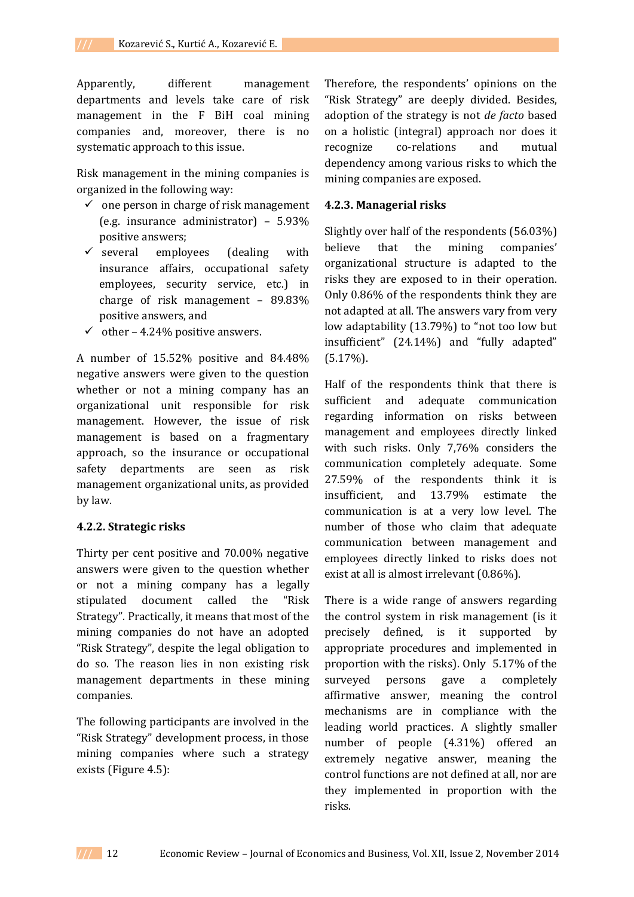Apparently, different management departments and levels take care of risk management in the F BiH coal mining companies and, moreover, there is no systematic approach to this issue.

Risk management in the mining companies is organized in the following way:

- ✓ one person in charge of risk management (e.g. insurance administrator) – 5.93% positive answers;
- ✓ several employees (dealing with insurance affairs, occupational safety employees, security service, etc.) in charge of risk management – 89.83% positive answers, and
- ✓ other – 4.24% positive answers.

A number of 15.52% positive and 84.48% negative answers were given to the question whether or not a mining company has an organizational unit responsible for risk management. However, the issue of risk management is based on a fragmentary approach, so the insurance or occupational safety departments are seen as risk management organizational units, as provided by law.

### 4.2.2. Strategic risks

Thirty per cent positive and 70.00% negative answers were given to the question whether or not a mining company has a legally stipulated document called the "Risk Strategy". Practically, it means that most of the mining companies do not have an adopted "Risk Strategy", despite the legal obligation to do so. The reason lies in non existing risk management departments in these mining companies.

The following participants are involved in the "Risk Strategy" development process, in those mining companies where such a strategy exists (Figure 4.5):

Therefore, the respondents' opinions on the "Risk Strategy" are deeply divided. Besides, adoption of the strategy is not *de facto* based on a holistic (integral) approach nor does it recognize co-relations and mutual dependency among various risks to which the mining companies are exposed.

### 4.2.3. Managerial risks

Slightly over half of the respondents (56.03%) believe that the mining companies' organizational structure is adapted to the risks they are exposed to in their operation. Only 0.86% of the respondents think they are not adapted at all. The answers vary from very low adaptability (13.79%) to "not too low but insufficient" (24.14%) and "fully adapted" (5.17%).

Half of the respondents think that there is sufficient and adequate communication regarding information on risks between management and employees directly linked with such risks. Only 7,76% considers the communication completely adequate. Some 27.59% of the respondents think it is insufficient, and 13.79% estimate the communication is at a very low level. The number of those who claim that adequate communication between management and employees directly linked to risks does not exist at all is almost irrelevant (0.86%).

There is a wide range of answers regarding the control system in risk management (is it precisely defined, is it supported by appropriate procedures and implemented in proportion with the risks). Only 5.17% of the surveyed persons gave a completely affirmative answer, meaning the control mechanisms are in compliance with the leading world practices. A slightly smaller number of people (4.31%) offered an extremely negative answer, meaning the control functions are not defined at all, nor are they implemented in proportion with the risks.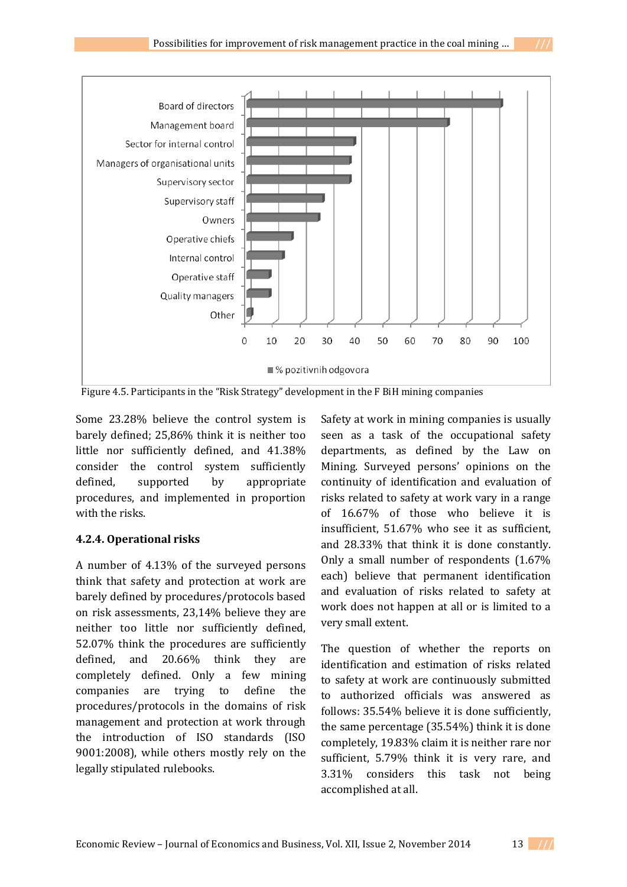Board of directors
Management board
Sector for internal control
Managers of organisational units
Supervisory sector
Supervisory staff
Owners
Operative chiefs
Internal control
Operative staff
Quality managers
Other

0 10 20 30 40 50 60 70 80 90 100

% pozitivnih odgovora

Figure 4.5. Participants in the "Risk Strategy" development in the F BiH mining companies

Some 23.28% believe the control system is barely defined; 25,86% think it is neither too little nor sufficiently defined, and 41.38% consider the control system sufficiently defined, supported by appropriate procedures, and implemented in proportion with the risks.

#### 4.2.4. Operational risks

A number of 4.13% of the surveyed persons think that safety and protection at work are barely defined by procedures/protocols based on risk assessments, 23,14% believe they are neither too little nor sufficiently defined, 52.07% think the procedures are sufficiently defined, and 20.66% think they are completely defined. Only a few mining companies are trying to define the procedures/protocols in the domains of risk management and protection at work through the introduction of ISO standards (ISO 9001:2008), while others mostly rely on the legally stipulated rulebooks.

Safety at work in mining companies is usually seen as a task of the occupational safety departments, as defined by the Law on Mining. Surveyed persons' opinions on the continuity of identification and evaluation of risks related to safety at work vary in a range of 16.67% of those who believe it is insufficient, 51.67% who see it as sufficient, and 28.33% that think it is done constantly. Only a small number of respondents (1.67% each) believe that permanent identification and evaluation of risks related to safety at work does not happen at all or is limited to a very small extent.

The question of whether the reports on identification and estimation of risks related to safety at work are continuously submitted to authorized officials was answered as follows: 35.54% believe it is done sufficiently, the same percentage (35.54%) think it is done completely, 19.83% claim it is neither rare nor sufficient, 5.79% think it is very rare, and 3.31% considers this task not being accomplished at all.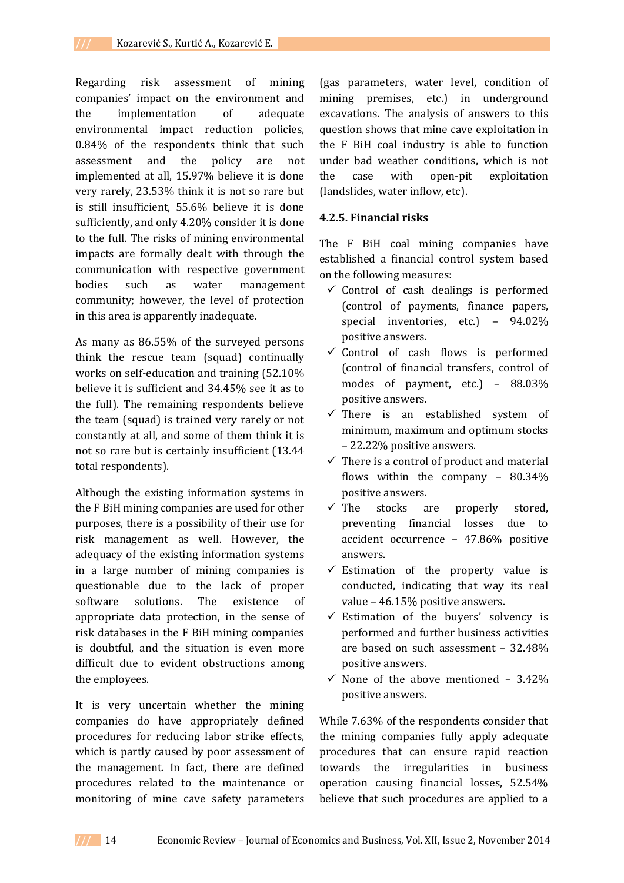Regarding risk assessment of mining companies' impact on the environment and the implementation of adequate environmental impact reduction policies, 0.84% of the respondents think that such assessment and the policy are not implemented at all, 15.97% believe it is done very rarely, 23.53% think it is not so rare but is still insufficient, 55.6% believe it is done sufficiently, and only 4.20% consider it is done to the full. The risks of mining environmental impacts are formally dealt with through the communication with respective government bodies such as water management community; however, the level of protection in this area is apparently inadequate.

As many as 86.55% of the surveyed persons think the rescue team (squad) continually works on self-education and training (52.10% believe it is sufficient and 34.45% see it as to the full). The remaining respondents believe the team (squad) is trained very rarely or not constantly at all, and some of them think it is not so rare but is certainly insufficient (13.44 total respondents).

Although the existing information systems in the F BiH mining companies are used for other purposes, there is a possibility of their use for risk management as well. However, the adequacy of the existing information systems in a large number of mining companies is questionable due to the lack of proper software solutions. The existence of appropriate data protection, in the sense of risk databases in the F BiH mining companies is doubtful, and the situation is even more difficult due to evident obstructions among the employees.

It is very uncertain whether the mining companies do have appropriately defined procedures for reducing labor strike effects, which is partly caused by poor assessment of the management. In fact, there are defined procedures related to the maintenance or monitoring of mine cave safety parameters (gas parameters, water level, condition of mining premises, etc.) in underground excavations. The analysis of answers to this question shows that mine cave exploitation in the F BiH coal industry is able to function under bad weather conditions, which is not the case with open-pit exploitation (landslides, water inflow, etc).

#### 4.2.5. Financial risks

The F BiH coal mining companies have established a financial control system based on the following measures:

- ✓ Control of cash dealings is performed (control of payments, finance papers, special inventories, etc.) – 94.02% positive answers.
- ✓ Control of cash flows is performed (control of financial transfers, control of modes of payment, etc.) – 88.03% positive answers.
- ✓ There is an established system of minimum, maximum and optimum stocks – 22.22% positive answers.
- ✓ There is a control of product and material flows within the company – 80.34% positive answers.
- ✓ The stocks are properly stored, preventing financial losses due to accident occurrence – 47.86% positive answers.
- ✓ Estimation of the property value is conducted, indicating that way its real value – 46.15% positive answers.
- ✓ Estimation of the buyers' solvency is performed and further business activities are based on such assessment – 32.48% positive answers.
- ✓ None of the above mentioned – 3.42% positive answers.

While 7.63% of the respondents consider that the mining companies fully apply adequate procedures that can ensure rapid reaction towards the irregularities in business operation causing financial losses, 52.54% believe that such procedures are applied to a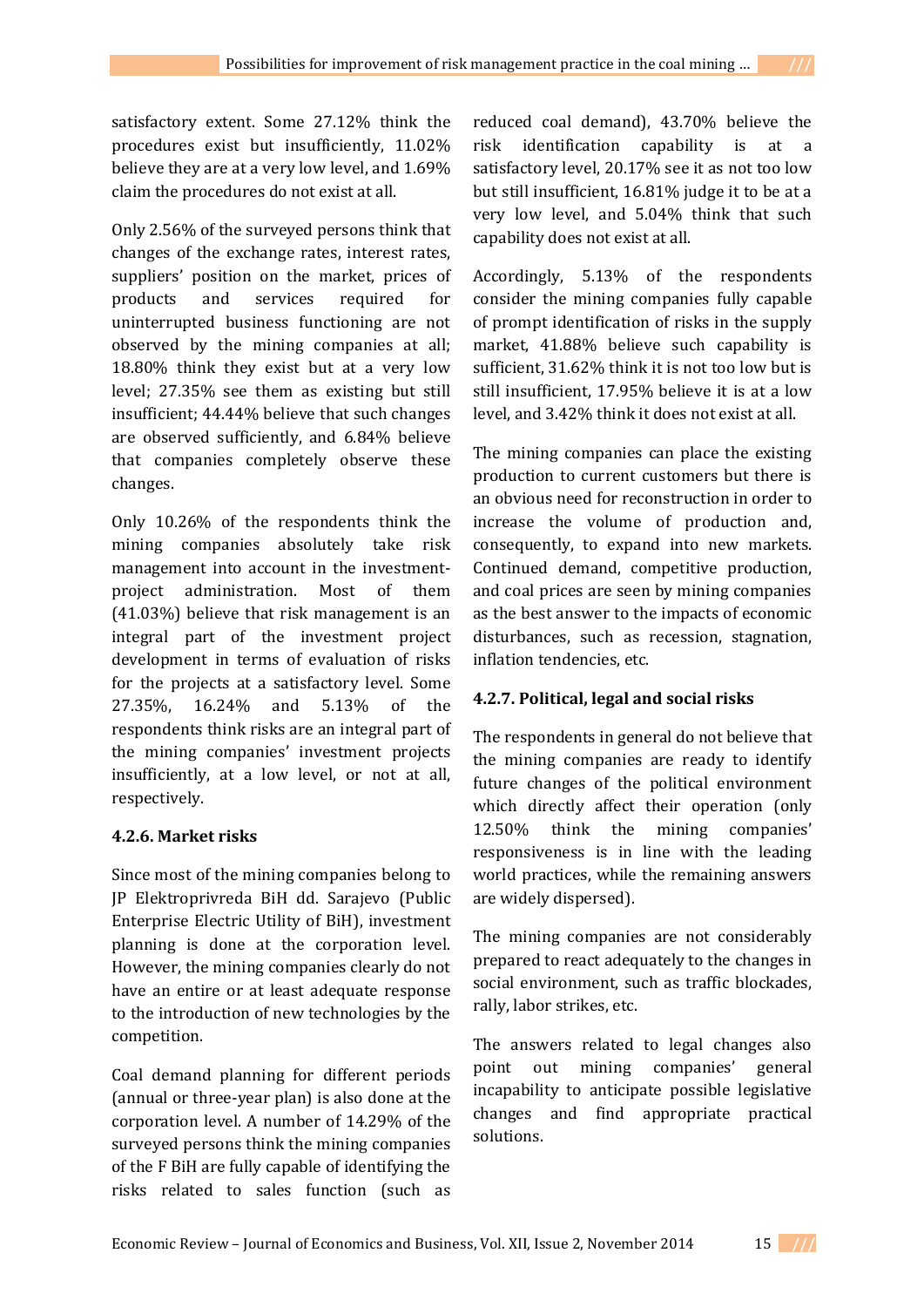satisfactory extent. Some 27.12% think the procedures exist but insufficiently, 11.02% believe they are at a very low level, and 1.69% claim the procedures do not exist at all.

Only 2.56% of the surveyed persons think that changes of the exchange rates, interest rates, suppliers' position on the market, prices of products and services required for uninterrupted business functioning are not observed by the mining companies at all; 18.80% think they exist but at a very low level; 27.35% see them as existing but still insufficient; 44.44% believe that such changes are observed sufficiently, and 6.84% believe that companies completely observe these changes.

Only 10.26% of the respondents think the mining companies absolutely take risk management into account in the investment-project administration. Most of them (41.03%) believe that risk management is an integral part of the investment project development in terms of evaluation of risks for the projects at a satisfactory level. Some 27.35%, 16.24% and 5.13% of the respondents think risks are an integral part of the mining companies' investment projects insufficiently, at a low level, or not at all, respectively.

#### 4.2.6. Market risks

Since most of the mining companies belong to JP Elektroprivreda BiH dd. Sarajevo (Public Enterprise Electric Utility of BiH), investment planning is done at the corporation level. However, the mining companies clearly do not have an entire or at least adequate response to the introduction of new technologies by the competition.

Coal demand planning for different periods (annual or three-year plan) is also done at the corporation level. A number of 14.29% of the surveyed persons think the mining companies of the F BiH are fully capable of identifying the risks related to sales function (such as reduced coal demand), 43.70% believe the risk identification capability is at a satisfactory level, 20.17% see it as not too low but still insufficient, 16.81% judge it to be at a very low level, and 5.04% think that such capability does not exist at all.

Accordingly, 5.13% of the respondents consider the mining companies fully capable of prompt identification of risks in the supply market, 41.88% believe such capability is sufficient, 31.62% think it is not too low but is still insufficient, 17.95% believe it is at a low level, and 3.42% think it does not exist at all.

The mining companies can place the existing production to current customers but there is an obvious need for reconstruction in order to increase the volume of production and, consequently, to expand into new markets. Continued demand, competitive production, and coal prices are seen by mining companies as the best answer to the impacts of economic disturbances, such as recession, stagnation, inflation tendencies, etc.

#### 4.2.7. Political, legal and social risks

The respondents in general do not believe that the mining companies are ready to identify future changes of the political environment which directly affect their operation (only 12.50% think the mining companies' responsiveness is in line with the leading world practices, while the remaining answers are widely dispersed).

The mining companies are not considerably prepared to react adequately to the changes in social environment, such as traffic blockades, rally, labor strikes, etc.

The answers related to legal changes also point out mining companies' general incapability to anticipate possible legislative changes and find appropriate practical solutions.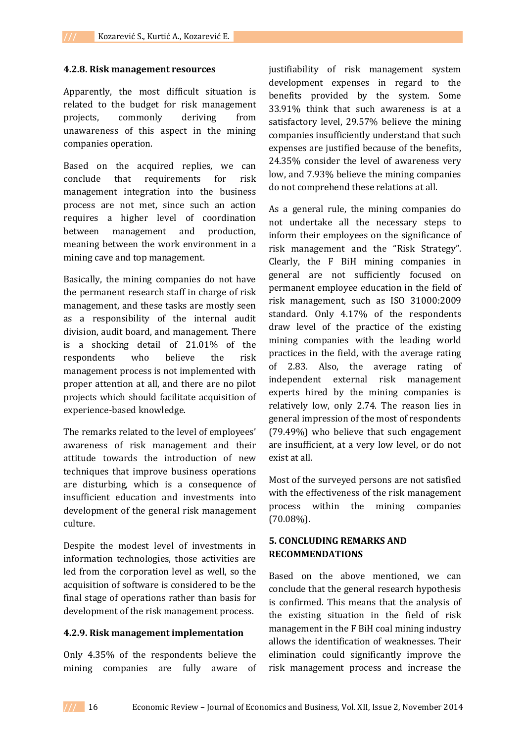#### 4.2.8. Risk management resources

Apparently, the most difficult situation is related to the budget for risk management projects, commonly deriving from unawareness of this aspect in the mining companies operation.

Based on the acquired replies, we can conclude that requirements for risk management integration into the business process are not met, since such an action requires a higher level of coordination between management and production, meaning between the work environment in a mining cave and top management.

Basically, the mining companies do not have the permanent research staff in charge of risk management, and these tasks are mostly seen as a responsibility of the internal audit division, audit board, and management. There is a shocking detail of 21.01% of the respondents who believe the risk management process is not implemented with proper attention at all, and there are no pilot projects which should facilitate acquisition of experience-based knowledge.

The remarks related to the level of employees' awareness of risk management and their attitude towards the introduction of new techniques that improve business operations are disturbing, which is a consequence of insufficient education and investments into development of the general risk management culture.

Despite the modest level of investments in information technologies, those activities are led from the corporation level as well, so the acquisition of software is considered to be the final stage of operations rather than basis for development of the risk management process.

#### 4.2.9. Risk management implementation

Only 4.35% of the respondents believe the mining companies are fully aware of justifiability of risk management system development expenses in regard to the benefits provided by the system. Some 33.91% think that such awareness is at a satisfactory level, 29.57% believe the mining companies insufficiently understand that such expenses are justified because of the benefits, 24.35% consider the level of awareness very low, and 7.93% believe the mining companies do not comprehend these relations at all.

As a general rule, the mining companies do not undertake all the necessary steps to inform their employees on the significance of risk management and the "Risk Strategy". Clearly, the F BiH mining companies in general are not sufficiently focused on permanent employee education in the field of risk management, such as ISO 31000:2009 standard. Only 4.17% of the respondents draw level of the practice of the existing mining companies with the leading world practices in the field, with the average rating of 2.83. Also, the average rating of independent external risk management experts hired by the mining companies is relatively low, only 2.74. The reason lies in general impression of the most of respondents (79.49%) who believe that such engagement are insufficient, at a very low level, or do not exist at all.

Most of the surveyed persons are not satisfied with the effectiveness of the risk management process within the mining companies (70.08%).

## 5. CONCLUDING REMARKS AND RECOMMENDATIONS

Based on the above mentioned, we can conclude that the general research hypothesis is confirmed. This means that the analysis of the existing situation in the field of risk management in the F BiH coal mining industry allows the identification of weaknesses. Their elimination could significantly improve the risk management process and increase the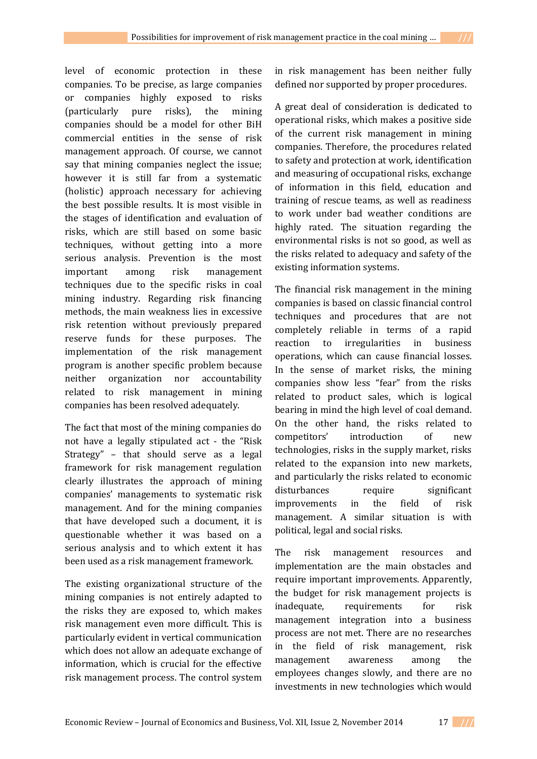level of economic protection in these companies. To be precise, as large companies or companies highly exposed to risks (particularly pure risks), the mining companies should be a model for other BiH commercial entities in the sense of risk management approach. Of course, we cannot say that mining companies neglect the issue; however it is still far from a systematic (holistic) approach necessary for achieving the best possible results. It is most visible in the stages of identification and evaluation of risks, which are still based on some basic techniques, without getting into a more serious analysis. Prevention is the most important among risk management techniques due to the specific risks in coal mining industry. Regarding risk financing methods, the main weakness lies in excessive risk retention without previously prepared reserve funds for these purposes. The implementation of the risk management program is another specific problem because neither organization nor accountability related to risk management in mining companies has been resolved adequately.

The fact that most of the mining companies do not have a legally stipulated act - the "Risk Strategy" – that should serve as a legal framework for risk management regulation clearly illustrates the approach of mining companies' managements to systematic risk management. And for the mining companies that have developed such a document, it is questionable whether it was based on a serious analysis and to which extent it has been used as a risk management framework.

The existing organizational structure of the mining companies is not entirely adapted to the risks they are exposed to, which makes risk management even more difficult. This is particularly evident in vertical communication which does not allow an adequate exchange of information, which is crucial for the effective risk management process. The control system in risk management has been neither fully defined nor supported by proper procedures.

A great deal of consideration is dedicated to operational risks, which makes a positive side of the current risk management in mining companies. Therefore, the procedures related to safety and protection at work, identification and measuring of occupational risks, exchange of information in this field, education and training of rescue teams, as well as readiness to work under bad weather conditions are highly rated. The situation regarding the environmental risks is not so good, as well as the risks related to adequacy and safety of the existing information systems.

The financial risk management in the mining companies is based on classic financial control techniques and procedures that are not completely reliable in terms of a rapid reaction to irregularities in business operations, which can cause financial losses. In the sense of market risks, the mining companies show less "fear" from the risks related to product sales, which is logical bearing in mind the high level of coal demand. On the other hand, the risks related to competitors' introduction of new technologies, risks in the supply market, risks related to the expansion into new markets, and particularly the risks related to economic disturbances require significant improvements in the field of risk management. A similar situation is with political, legal and social risks.

The risk management resources and implementation are the main obstacles and require important improvements. Apparently, the budget for risk management projects is inadequate, requirements for risk management integration into a business process are not met. There are no researches in the field of risk management, risk management awareness among the employees changes slowly, and there are no investments in new technologies which would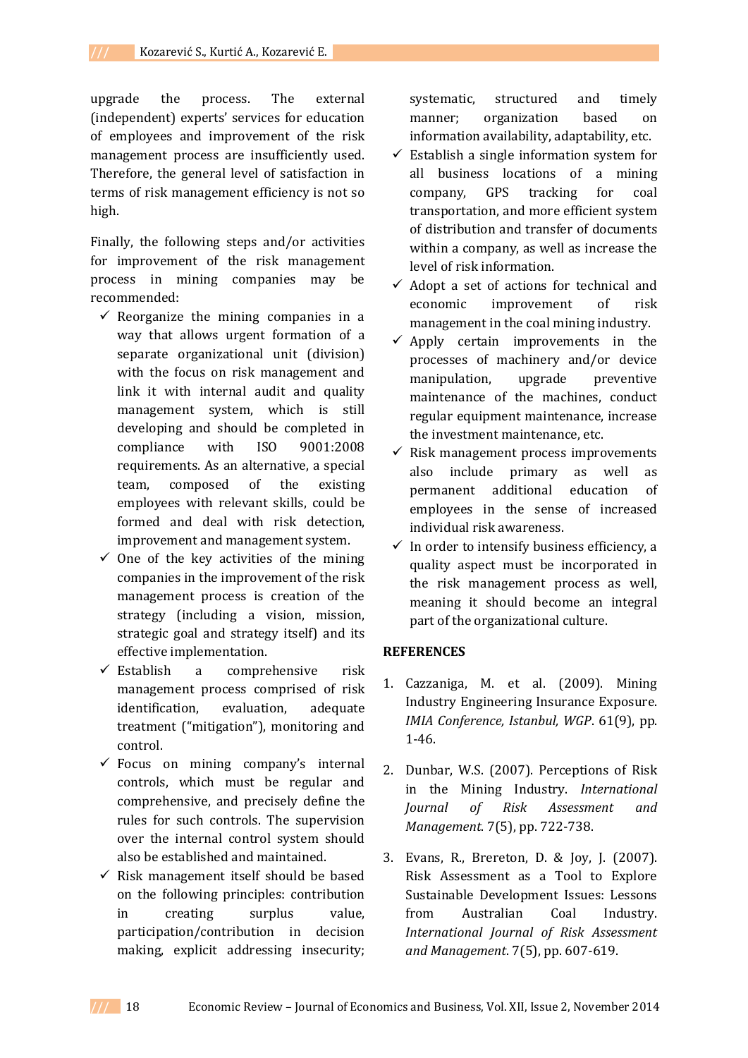upgrade the process. The external (independent) experts' services for education of employees and improvement of the risk management process are insufficiently used. Therefore, the general level of satisfaction in terms of risk management efficiency is not so high.

Finally, the following steps and/or activities for improvement of the risk management process in mining companies may be recommended:

- ✓ Reorganize the mining companies in a way that allows urgent formation of a separate organizational unit (division) with the focus on risk management and link it with internal audit and quality management system, which is still developing and should be completed in compliance with ISO 9001:2008 requirements. As an alternative, a special team, composed of the existing employees with relevant skills, could be formed and deal with risk detection, improvement and management system.
- ✓ One of the key activities of the mining companies in the improvement of the risk management process is creation of the strategy (including a vision, mission, strategic goal and strategy itself) and its effective implementation.
- ✓ Establish a comprehensive risk management process comprised of risk identification, evaluation, adequate treatment ("mitigation"), monitoring and control.
- ✓ Focus on mining company's internal controls, which must be regular and comprehensive, and precisely define the rules for such controls. The supervision over the internal control system should also be established and maintained.
- ✓ Risk management itself should be based on the following principles: contribution in creating surplus value, participation/contribution in decision making, explicit addressing insecurity; systematic, structured and timely manner; organization based on information availability, adaptability, etc.
- ✓ Establish a single information system for all business locations of a mining company, GPS tracking for coal transportation, and more efficient system of distribution and transfer of documents within a company, as well as increase the level of risk information.
- ✓ Adopt a set of actions for technical and economic improvement of risk management in the coal mining industry.
- ✓ Apply certain improvements in the processes of machinery and/or device manipulation, upgrade preventive maintenance of the machines, conduct regular equipment maintenance, increase the investment maintenance, etc.
- ✓ Risk management process improvements also include primary as well as permanent additional education of employees in the sense of increased individual risk awareness.
- ✓ In order to intensify business efficiency, a quality aspect must be incorporated in the risk management process as well, meaning it should become an integral part of the organizational culture.

## REFERENCES

1. Cazzaniga, M. et al. (2009). Mining Industry Engineering Insurance Exposure. *IMIA Conference, Istanbul, WGP*. 61(9), pp. 1-46.

2. Dunbar, W.S. (2007). Perceptions of Risk in the Mining Industry. *International Journal of Risk Assessment and Management*. 7(5), pp. 722-738.

3. Evans, R., Brereton, D. & Joy, J. (2007). Risk Assessment as a Tool to Explore Sustainable Development Issues: Lessons from Australian Coal Industry. *International Journal of Risk Assessment and Management*. 7(5), pp. 607-619.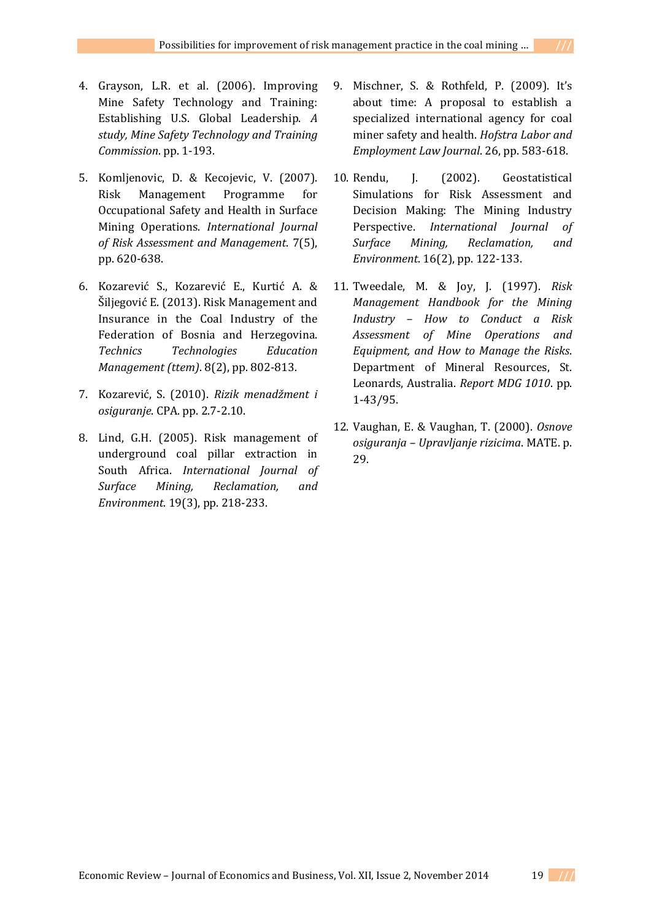4. Grayson, L.R. et al. (2006). Improving Mine Safety Technology and Training: Establishing U.S. Global Leadership. *A study, Mine Safety Technology and Training Commission*. pp. 1-193.

5. Komljenovic, D. & Kecojevic, V. (2007). Risk Management Programme for Occupational Safety and Health in Surface Mining Operations. *International Journal of Risk Assessment and Management*. 7(5), pp. 620-638.

6. Kozarević S., Kozarević E., Kurtić A. & Šiljegović E. (2013). Risk Management and Insurance in the Coal Industry of the Federation of Bosnia and Herzegovina. *Technics Technologies Education Management (ttem)*. 8(2), pp. 802-813.

7. Kozarević, S. (2010). *Rizik menadžment i osiguranje*. CPA. pp. 2.7-2.10.

8. Lind, G.H. (2005). Risk management of underground coal pillar extraction in South Africa. *International Journal of Surface Mining, Reclamation, and Environment*. 19(3), pp. 218-233.

9. Mischner, S. & Rothfeld, P. (2009). It's about time: A proposal to establish a specialized international agency for coal miner safety and health. *Hofstra Labor and Employment Law Journal*. 26, pp. 583-618.

10. Rendu, J. (2002). Geostatistical Simulations for Risk Assessment and Decision Making: The Mining Industry Perspective. *International Journal of Surface Mining, Reclamation, and Environment*. 16(2), pp. 122-133.

11. Tweedale, M. & Joy, J. (1997). *Risk Management Handbook for the Mining Industry – How to Conduct a Risk Assessment of Mine Operations and Equipment, and How to Manage the Risks*. Department of Mineral Resources, St. Leonards, Australia. *Report MDG 1010*. pp. 1-43/95.

12. Vaughan, E. & Vaughan, T. (2000). *Osnove osiguranja – Upravljanje rizicima*. MATE. p. 29.